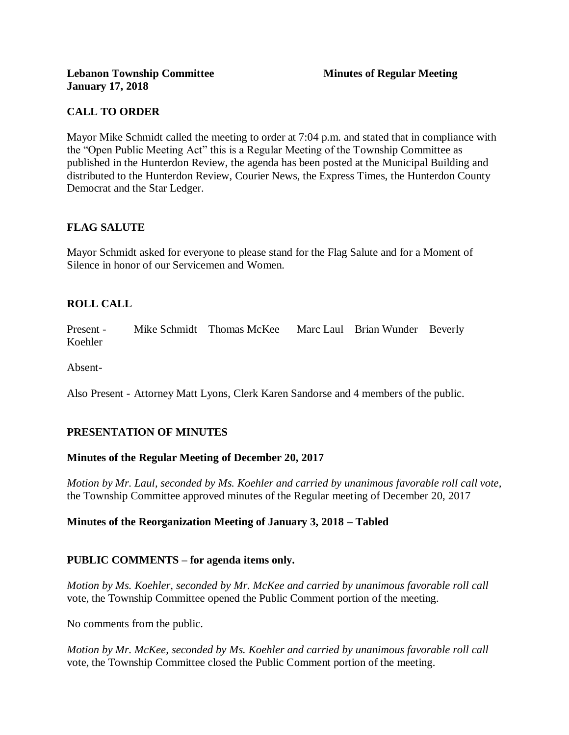**Lebanon Township Committee** **Minutes of Regular Meeting**
**January 17, 2018**

## CALL TO ORDER

Mayor Mike Schmidt called the meeting to order at 7:04 p.m. and stated that in compliance with the "Open Public Meeting Act" this is a Regular Meeting of the Township Committee as published in the Hunterdon Review, the agenda has been posted at the Municipal Building and distributed to the Hunterdon Review, Courier News, the Express Times, the Hunterdon County Democrat and the Star Ledger.

## FLAG SALUTE

Mayor Schmidt asked for everyone to please stand for the Flag Salute and for a Moment of Silence in honor of our Servicemen and Women.

## ROLL CALL

Present - Mike Schmidt Thomas McKee Marc Laul Brian Wunder Beverly Koehler

Absent-

Also Present - Attorney Matt Lyons, Clerk Karen Sandorse and 4 members of the public.

## PRESENTATION OF MINUTES

### Minutes of the Regular Meeting of December 20, 2017

*Motion by Mr. Laul, seconded by Ms. Koehler and carried by unanimous favorable roll call vote,* the Township Committee approved minutes of the Regular meeting of December 20, 2017

### Minutes of the Reorganization Meeting of January 3, 2018 – Tabled

## PUBLIC COMMENTS – for agenda items only.

*Motion by Ms. Koehler, seconded by Mr. McKee and carried by unanimous favorable roll call* vote, the Township Committee opened the Public Comment portion of the meeting.

No comments from the public.

*Motion by Mr. McKee, seconded by Ms. Koehler and carried by unanimous favorable roll call* vote, the Township Committee closed the Public Comment portion of the meeting.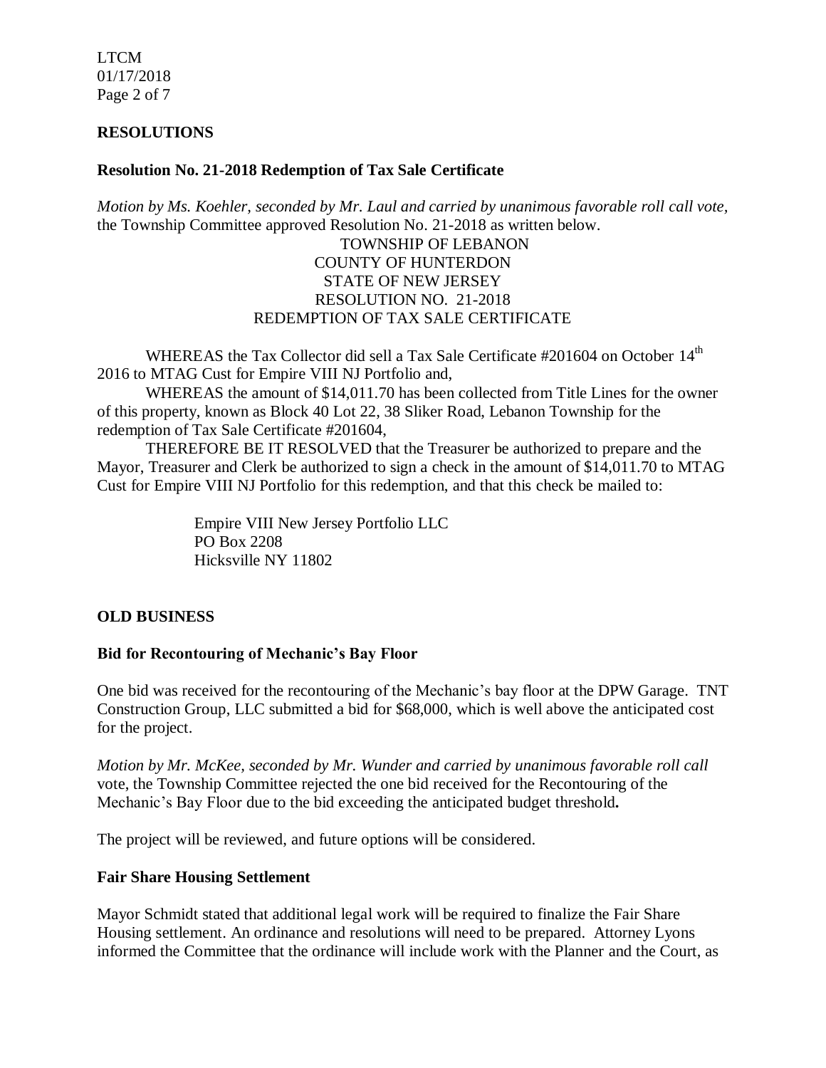## RESOLUTIONS

### Resolution No. 21-2018 Redemption of Tax Sale Certificate

*Motion by Ms. Koehler, seconded by Mr. Laul and carried by unanimous favorable roll call vote,* the Township Committee approved Resolution No. 21-2018 as written below.

TOWNSHIP OF LEBANON
COUNTY OF HUNTERDON
STATE OF NEW JERSEY
RESOLUTION NO. 21-2018
REDEMPTION OF TAX SALE CERTIFICATE

WHEREAS the Tax Collector did sell a Tax Sale Certificate #201604 on October 14th 2016 to MTAG Cust for Empire VIII NJ Portfolio and,

WHEREAS the amount of $14,011.70 has been collected from Title Lines for the owner of this property, known as Block 40 Lot 22, 38 Sliker Road, Lebanon Township for the redemption of Tax Sale Certificate #201604,

THEREFORE BE IT RESOLVED that the Treasurer be authorized to prepare and the Mayor, Treasurer and Clerk be authorized to sign a check in the amount of $14,011.70 to MTAG Cust for Empire VIII NJ Portfolio for this redemption, and that this check be mailed to:

Empire VIII New Jersey Portfolio LLC
PO Box 2208
Hicksville NY 11802

## OLD BUSINESS

### Bid for Recontouring of Mechanic's Bay Floor

One bid was received for the recontouring of the Mechanic's bay floor at the DPW Garage. TNT Construction Group, LLC submitted a bid for $68,000, which is well above the anticipated cost for the project.

*Motion by Mr. McKee, seconded by Mr. Wunder and carried by unanimous favorable roll call* vote, the Township Committee rejected the one bid received for the Recontouring of the Mechanic's Bay Floor due to the bid exceeding the anticipated budget threshold**.**

The project will be reviewed, and future options will be considered.

### Fair Share Housing Settlement

Mayor Schmidt stated that additional legal work will be required to finalize the Fair Share Housing settlement. An ordinance and resolutions will need to be prepared. Attorney Lyons informed the Committee that the ordinance will include work with the Planner and the Court, as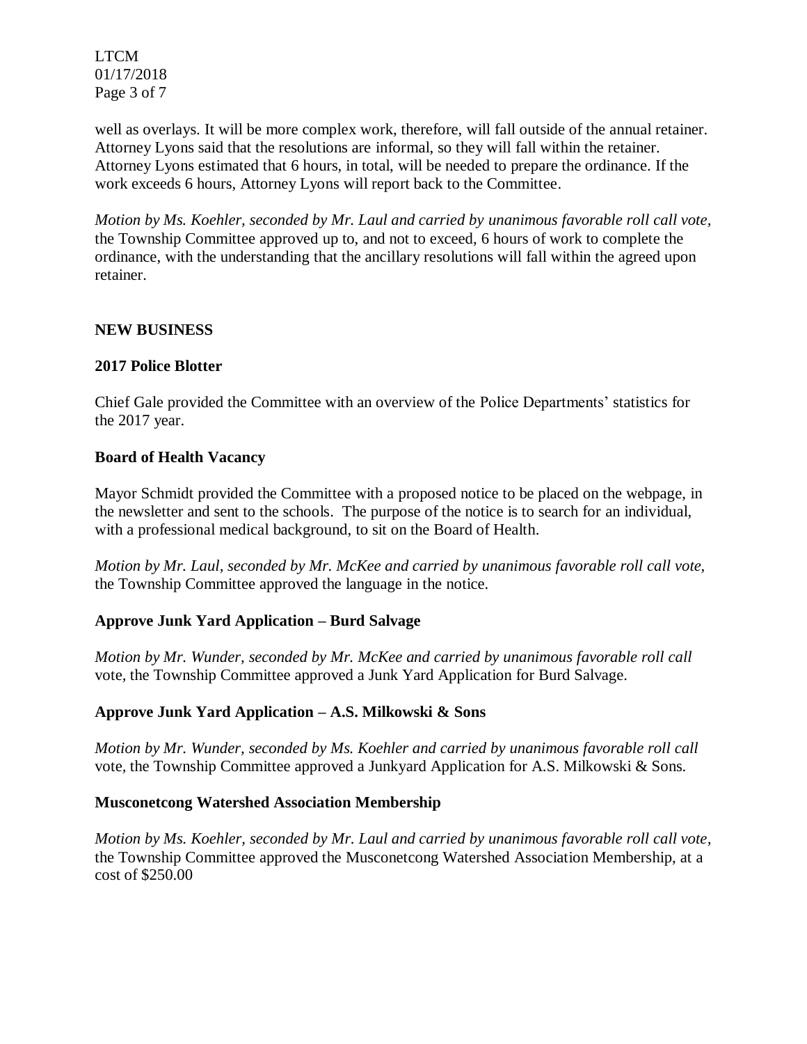well as overlays. It will be more complex work, therefore, will fall outside of the annual retainer. Attorney Lyons said that the resolutions are informal, so they will fall within the retainer. Attorney Lyons estimated that 6 hours, in total, will be needed to prepare the ordinance. If the work exceeds 6 hours, Attorney Lyons will report back to the Committee.

*Motion by Ms. Koehler, seconded by Mr. Laul and carried by unanimous favorable roll call vote,* the Township Committee approved up to, and not to exceed, 6 hours of work to complete the ordinance, with the understanding that the ancillary resolutions will fall within the agreed upon retainer.

## NEW BUSINESS

### 2017 Police Blotter

Chief Gale provided the Committee with an overview of the Police Departments' statistics for the 2017 year.

### Board of Health Vacancy

Mayor Schmidt provided the Committee with a proposed notice to be placed on the webpage, in the newsletter and sent to the schools. The purpose of the notice is to search for an individual, with a professional medical background, to sit on the Board of Health.

*Motion by Mr. Laul, seconded by Mr. McKee and carried by unanimous favorable roll call vote,* the Township Committee approved the language in the notice.

### Approve Junk Yard Application – Burd Salvage

*Motion by Mr. Wunder, seconded by Mr. McKee and carried by unanimous favorable roll call* vote, the Township Committee approved a Junk Yard Application for Burd Salvage.

### Approve Junk Yard Application – A.S. Milkowski & Sons

*Motion by Mr. Wunder, seconded by Ms. Koehler and carried by unanimous favorable roll call* vote, the Township Committee approved a Junkyard Application for A.S. Milkowski & Sons.

### Musconetcong Watershed Association Membership

*Motion by Ms. Koehler, seconded by Mr. Laul and carried by unanimous favorable roll call vote,* the Township Committee approved the Musconetcong Watershed Association Membership, at a cost of $250.00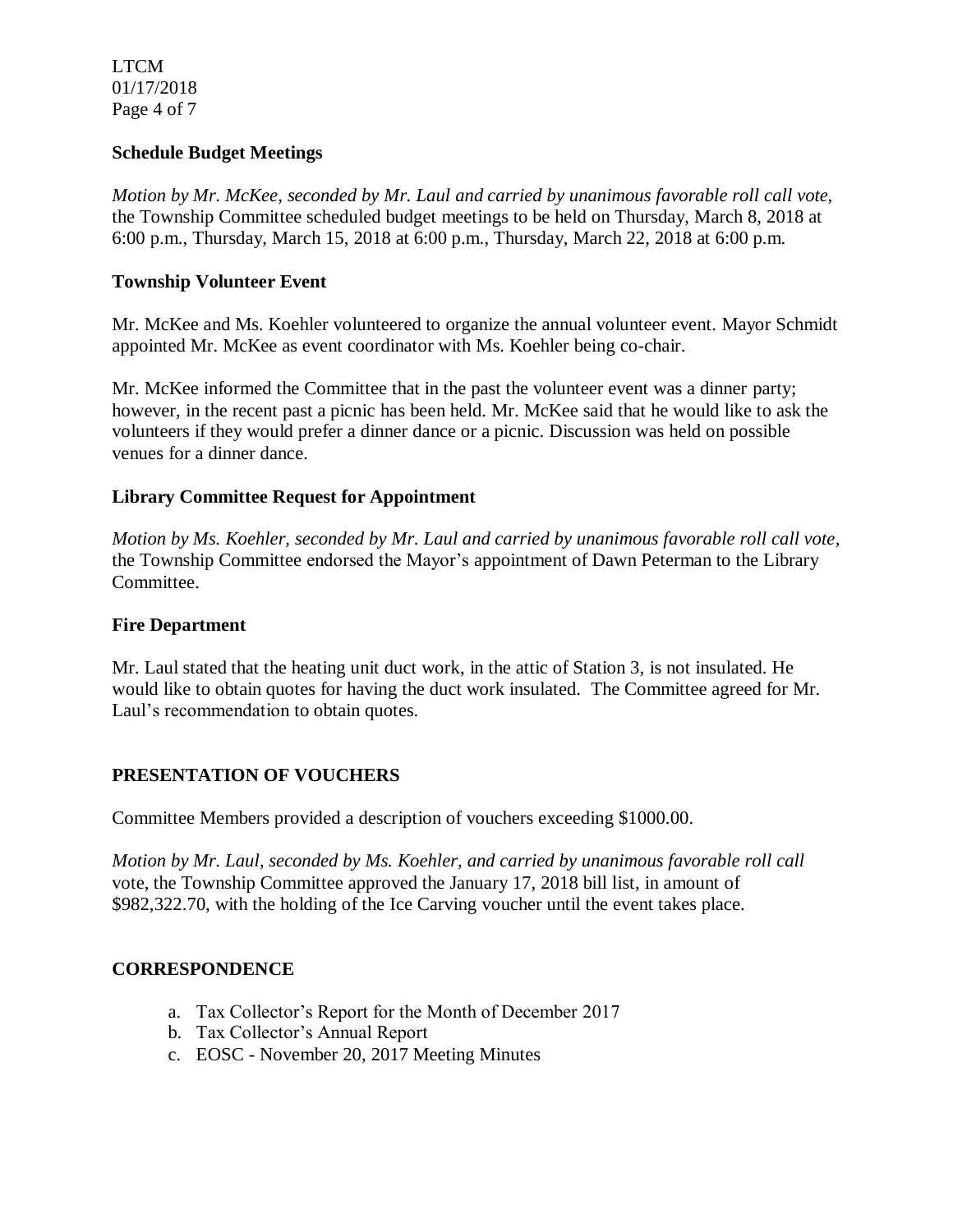**Schedule Budget Meetings**

*Motion by Mr. McKee, seconded by Mr. Laul and carried by unanimous favorable roll call vote,* the Township Committee scheduled budget meetings to be held on Thursday, March 8, 2018 at 6:00 p.m., Thursday, March 15, 2018 at 6:00 p.m., Thursday, March 22, 2018 at 6:00 p.m.

**Township Volunteer Event**

Mr. McKee and Ms. Koehler volunteered to organize the annual volunteer event. Mayor Schmidt appointed Mr. McKee as event coordinator with Ms. Koehler being co-chair.

Mr. McKee informed the Committee that in the past the volunteer event was a dinner party; however, in the recent past a picnic has been held. Mr. McKee said that he would like to ask the volunteers if they would prefer a dinner dance or a picnic. Discussion was held on possible venues for a dinner dance.

**Library Committee Request for Appointment**

*Motion by Ms. Koehler, seconded by Mr. Laul and carried by unanimous favorable roll call vote,* the Township Committee endorsed the Mayor's appointment of Dawn Peterman to the Library Committee.

**Fire Department**

Mr. Laul stated that the heating unit duct work, in the attic of Station 3, is not insulated. He would like to obtain quotes for having the duct work insulated. The Committee agreed for Mr. Laul's recommendation to obtain quotes.

## PRESENTATION OF VOUCHERS

Committee Members provided a description of vouchers exceeding $1000.00.

*Motion by Mr. Laul, seconded by Ms. Koehler, and carried by unanimous favorable roll call* vote, the Township Committee approved the January 17, 2018 bill list, in amount of $982,322.70, with the holding of the Ice Carving voucher until the event takes place.

## CORRESPONDENCE

a. Tax Collector's Report for the Month of December 2017
b. Tax Collector's Annual Report
c. EOSC - November 20, 2017 Meeting Minutes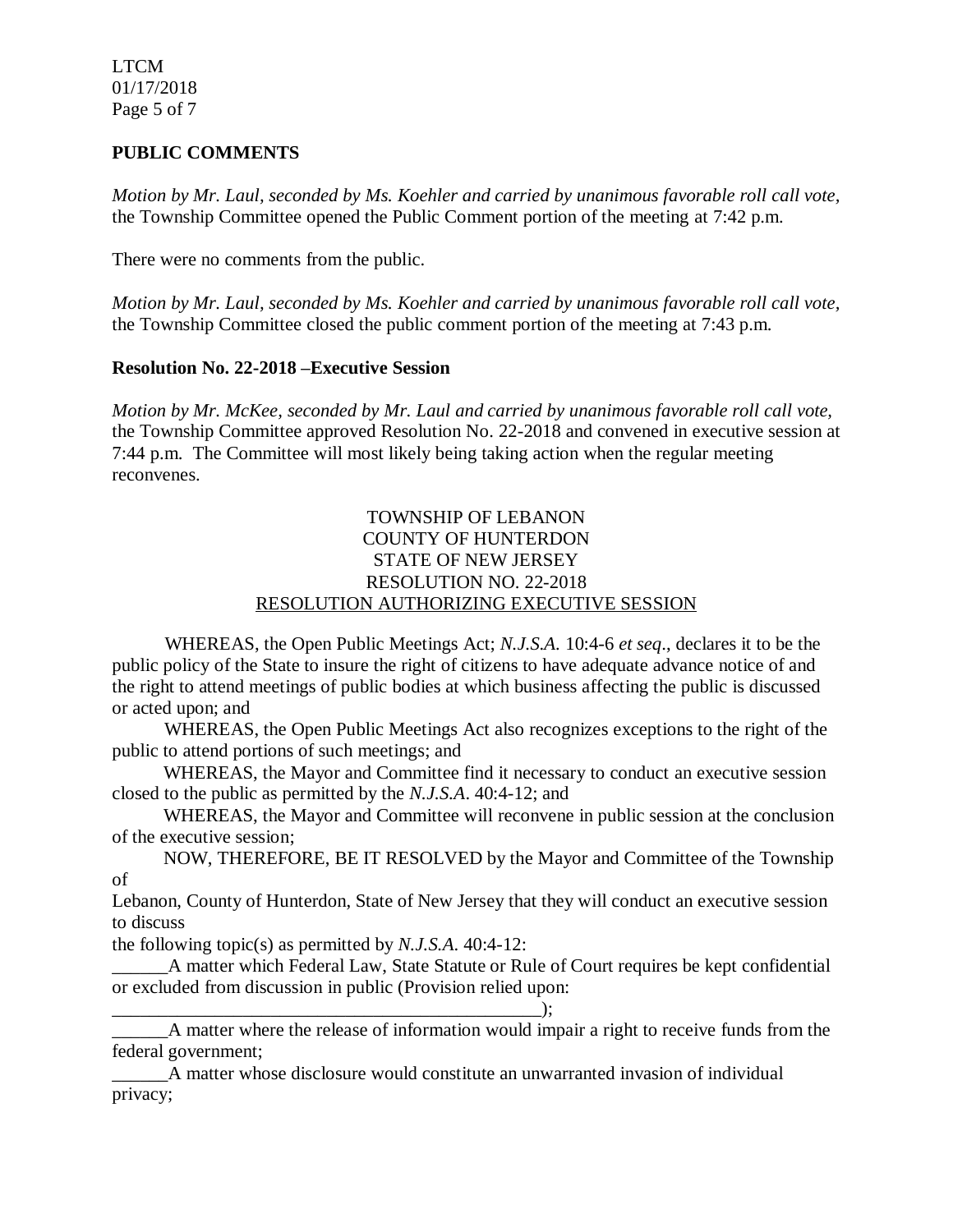**PUBLIC COMMENTS**

*Motion by Mr. Laul, seconded by Ms. Koehler and carried by unanimous favorable roll call vote,* the Township Committee opened the Public Comment portion of the meeting at 7:42 p.m.

There were no comments from the public.

*Motion by Mr. Laul, seconded by Ms. Koehler and carried by unanimous favorable roll call vote,* the Township Committee closed the public comment portion of the meeting at 7:43 p.m.

**Resolution No. 22-2018 –Executive Session**

*Motion by Mr. McKee, seconded by Mr. Laul and carried by unanimous favorable roll call vote,* the Township Committee approved Resolution No. 22-2018 and convened in executive session at 7:44 p.m. The Committee will most likely being taking action when the regular meeting reconvenes.

TOWNSHIP OF LEBANON
COUNTY OF HUNTERDON
STATE OF NEW JERSEY
RESOLUTION NO. 22-2018
RESOLUTION AUTHORIZING EXECUTIVE SESSION

WHEREAS, the Open Public Meetings Act; *N.J.S.A.* 10:4-6 *et seq*., declares it to be the public policy of the State to insure the right of citizens to have adequate advance notice of and the right to attend meetings of public bodies at which business affecting the public is discussed or acted upon; and

WHEREAS, the Open Public Meetings Act also recognizes exceptions to the right of the public to attend portions of such meetings; and

WHEREAS, the Mayor and Committee find it necessary to conduct an executive session closed to the public as permitted by the *N.J.S.A*. 40:4-12; and

WHEREAS, the Mayor and Committee will reconvene in public session at the conclusion of the executive session;

NOW, THEREFORE, BE IT RESOLVED by the Mayor and Committee of the Township of Lebanon, County of Hunterdon, State of New Jersey that they will conduct an executive session to discuss the following topic(s) as permitted by *N.J.S.A*. 40:4-12:

______A matter which Federal Law, State Statute or Rule of Court requires be kept confidential or excluded from discussion in public (Provision relied upon: ________________________________________________);

______A matter where the release of information would impair a right to receive funds from the federal government;

______A matter whose disclosure would constitute an unwarranted invasion of individual privacy;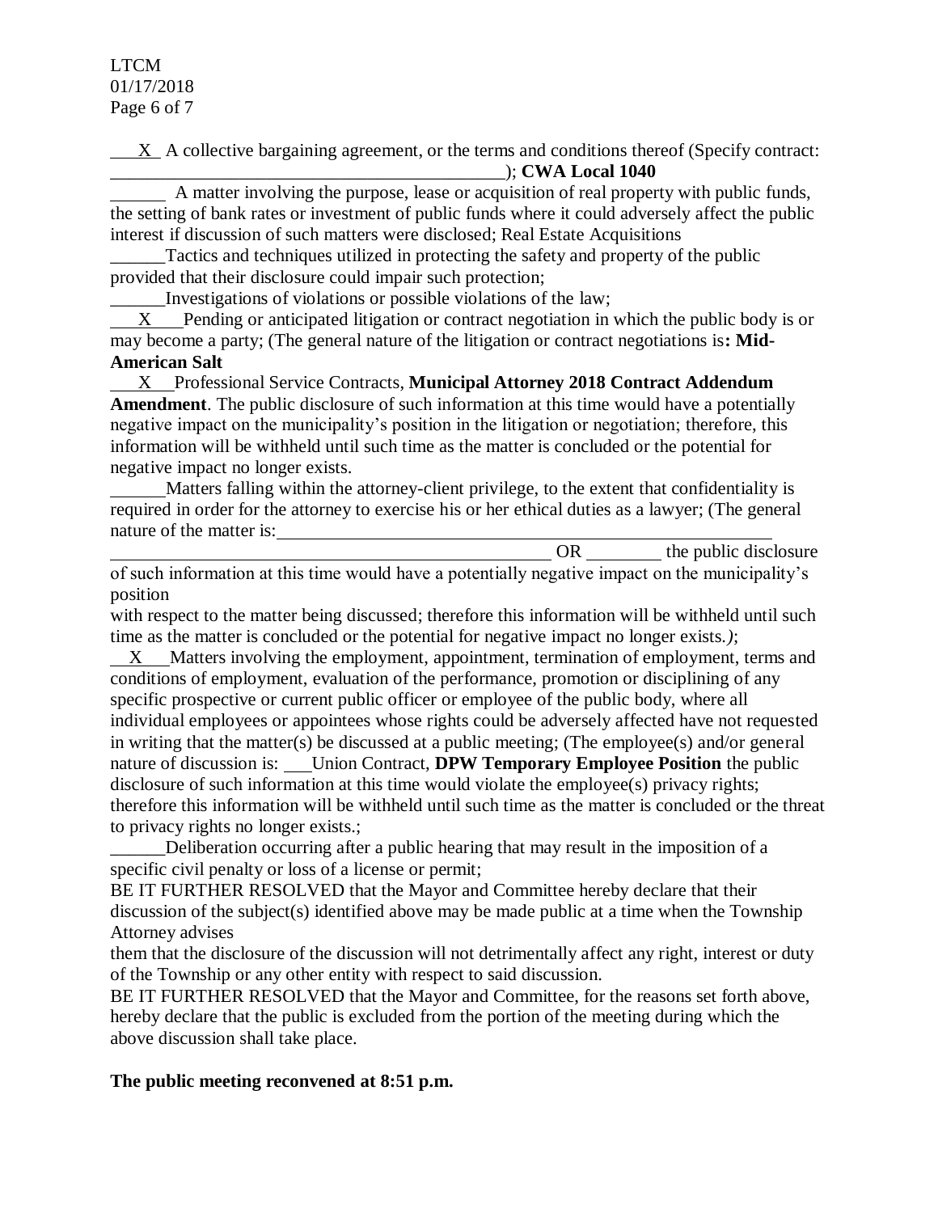\_\_X\_ A collective bargaining agreement, or the terms and conditions thereof (Specify contract: \_\_\_\_\_\_\_\_\_\_\_\_\_\_\_\_\_\_\_\_\_\_\_\_\_\_\_\_\_\_\_\_\_\_\_\_\_\_\_\_\_); **CWA Local 1040**

\_\_\_\_\_\_ A matter involving the purpose, lease or acquisition of real property with public funds, the setting of bank rates or investment of public funds where it could adversely affect the public interest if discussion of such matters were disclosed; Real Estate Acquisitions

\_\_\_\_\_\_Tactics and techniques utilized in protecting the safety and property of the public provided that their disclosure could impair such protection;

\_\_\_\_\_\_Investigations of violations or possible violations of the law;

\_\_\_X\_\_\_Pending or anticipated litigation or contract negotiation in which the public body is or may become a party; (The general nature of the litigation or contract negotiations is**: Mid-American Salt**

\_\_\_X\_\_\_Professional Service Contracts, **Municipal Attorney 2018 Contract Addendum Amendment**. The public disclosure of such information at this time would have a potentially negative impact on the municipality's position in the litigation or negotiation; therefore, this information will be withheld until such time as the matter is concluded or the potential for negative impact no longer exists.

\_\_\_\_\_\_Matters falling within the attorney-client privilege, to the extent that confidentiality is required in order for the attorney to exercise his or her ethical duties as a lawyer; (The general nature of the matter is:\_\_\_\_\_\_\_\_\_\_\_\_\_\_\_\_\_\_\_\_\_\_\_\_\_\_\_\_\_\_\_\_\_\_\_\_\_\_\_\_\_\_\_\_\_\_\_\_\_\_\_\_\_\_\_\_\_\_\_\_\_\_\_\_\_\_\_\_\_\_\_\_\_\_\_\_\_\_\_\_\_\_\_\_\_\_\_\_\_\_\_\_\_\_\_\_\_\_\_\_\_\_\_\_ OR \_\_\_\_\_\_\_\_ the public disclosure of such information at this time would have a potentially negative impact on the municipality's position with respect to the matter being discussed; therefore this information will be withheld until such time as the matter is concluded or the potential for negative impact no longer exists.*)*;

\_\_X\_\_\_Matters involving the employment, appointment, termination of employment, terms and conditions of employment, evaluation of the performance, promotion or disciplining of any specific prospective or current public officer or employee of the public body, where all individual employees or appointees whose rights could be adversely affected have not requested in writing that the matter(s) be discussed at a public meeting; (The employee(s) and/or general nature of discussion is: \_\_\_Union Contract, **DPW Temporary Employee Position** the public disclosure of such information at this time would violate the employee(s) privacy rights; therefore this information will be withheld until such time as the matter is concluded or the threat to privacy rights no longer exists.;

\_\_\_\_\_\_Deliberation occurring after a public hearing that may result in the imposition of a specific civil penalty or loss of a license or permit;

BE IT FURTHER RESOLVED that the Mayor and Committee hereby declare that their discussion of the subject(s) identified above may be made public at a time when the Township Attorney advises them that the disclosure of the discussion will not detrimentally affect any right, interest or duty of the Township or any other entity with respect to said discussion.

BE IT FURTHER RESOLVED that the Mayor and Committee, for the reasons set forth above, hereby declare that the public is excluded from the portion of the meeting during which the above discussion shall take place.

**The public meeting reconvened at 8:51 p.m.**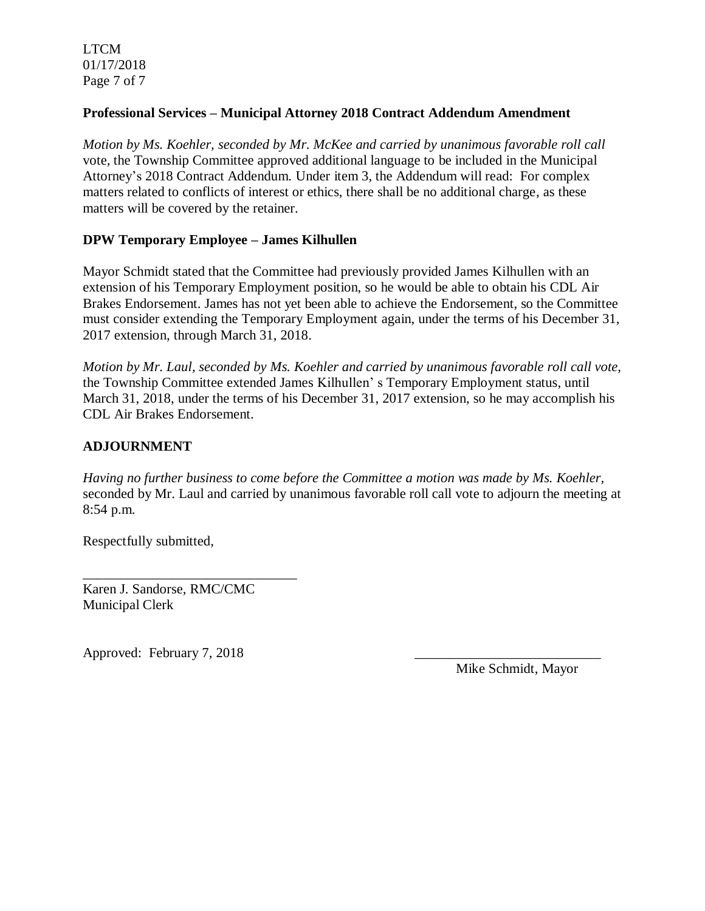**Professional Services – Municipal Attorney 2018 Contract Addendum Amendment**

*Motion by Ms. Koehler, seconded by Mr. McKee and carried by unanimous favorable roll call* vote, the Township Committee approved additional language to be included in the Municipal Attorney's 2018 Contract Addendum. Under item 3, the Addendum will read: For complex matters related to conflicts of interest or ethics, there shall be no additional charge, as these matters will be covered by the retainer.

**DPW Temporary Employee – James Kilhullen**

Mayor Schmidt stated that the Committee had previously provided James Kilhullen with an extension of his Temporary Employment position, so he would be able to obtain his CDL Air Brakes Endorsement. James has not yet been able to achieve the Endorsement, so the Committee must consider extending the Temporary Employment again, under the terms of his December 31, 2017 extension, through March 31, 2018.

*Motion by Mr. Laul, seconded by Ms. Koehler and carried by unanimous favorable roll call vote,* the Township Committee extended James Kilhullen' s Temporary Employment status, until March 31, 2018, under the terms of his December 31, 2017 extension, so he may accomplish his CDL Air Brakes Endorsement.

**ADJOURNMENT**

*Having no further business to come before the Committee a motion was made by Ms. Koehler,* seconded by Mr. Laul and carried by unanimous favorable roll call vote to adjourn the meeting at 8:54 p.m.

Respectfully submitted,

\_\_\_\_\_\_\_\_\_\_\_\_\_\_\_\_\_\_\_\_\_\_\_\_\_\_\_\_\_\_\_

Karen J. Sandorse, RMC/CMC
Municipal Clerk

Approved: February 7, 2018

\_\_\_\_\_\_\_\_\_\_\_\_\_\_\_\_\_\_\_\_\_\_\_\_\_\_\_

Mike Schmidt, Mayor